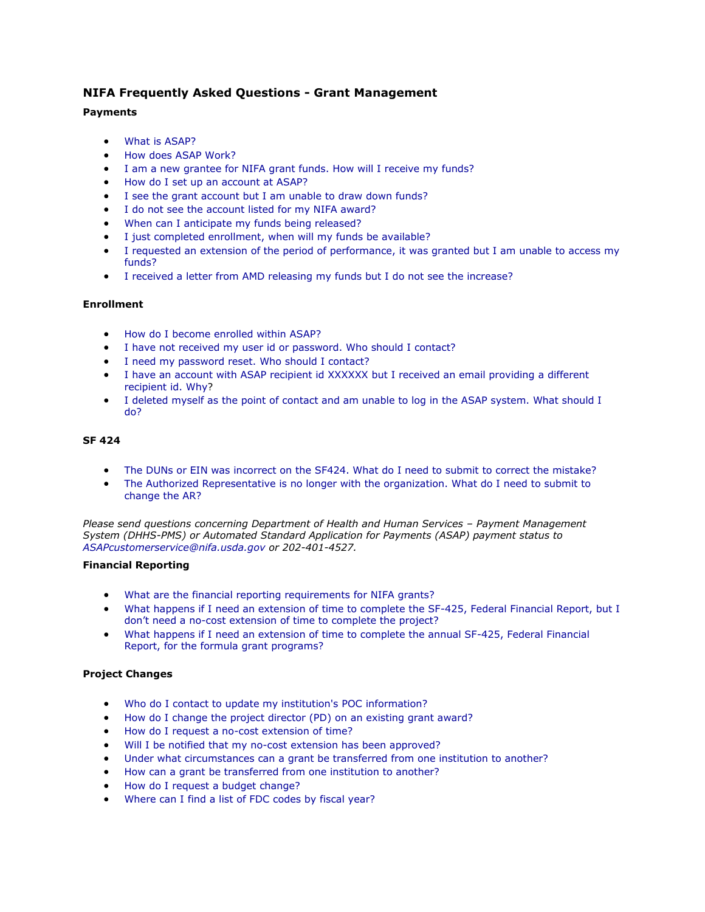# NIFA Frequently Asked Questions - Grant Management

**Payments**

- What is ASAP?
- How does ASAP Work?
- I am a new grantee for NIFA grant funds. How will I receive my funds?
- How do I set up an account at ASAP?
- I see the grant account but I am unable to draw down funds?
- I do not see the account listed for my NIFA award?
- When can I anticipate my funds being released?
- I just completed enrollment, when will my funds be available?
- I requested an extension of the period of performance, it was granted but I am unable to access my funds?
- I received a letter from AMD releasing my funds but I do not see the increase?

**Enrollment**

- How do I become enrolled within ASAP?
- I have not received my user id or password. Who should I contact?
- I need my password reset. Who should I contact?
- I have an account with ASAP recipient id XXXXXX but I received an email providing a different recipient id. Why?
- I deleted myself as the point of contact and am unable to log in the ASAP system. What should I do?

**SF 424**

- The DUNs or EIN was incorrect on the SF424. What do I need to submit to correct the mistake?
- The Authorized Representative is no longer with the organization. What do I need to submit to change the AR?

*Please send questions concerning Department of Health and Human Services – Payment Management System (DHHS-PMS) or Automated Standard Application for Payments (ASAP) payment status to ASAPcustomerservice@nifa.usda.gov or 202-401-4527.*

**Financial Reporting**

- What are the financial reporting requirements for NIFA grants?
- What happens if I need an extension of time to complete the SF-425, Federal Financial Report, but I don't need a no-cost extension of time to complete the project?
- What happens if I need an extension of time to complete the annual SF-425, Federal Financial Report, for the formula grant programs?

**Project Changes**

- Who do I contact to update my institution's POC information?
- How do I change the project director (PD) on an existing grant award?
- How do I request a no-cost extension of time?
- Will I be notified that my no-cost extension has been approved?
- Under what circumstances can a grant be transferred from one institution to another?
- How can a grant be transferred from one institution to another?
- How do I request a budget change?
- Where can I find a list of FDC codes by fiscal year?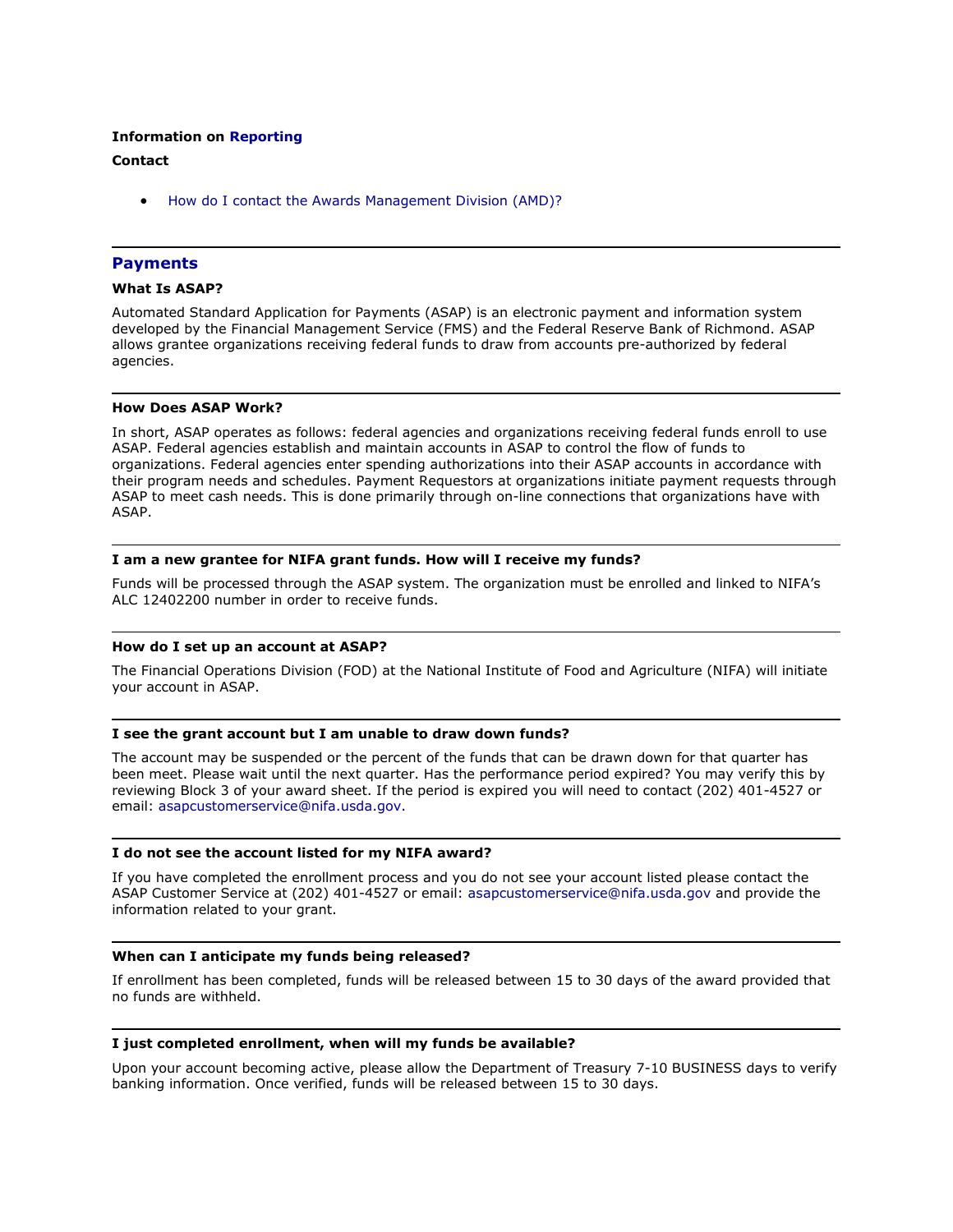**Information on Reporting**

**Contact**

- How do I contact the Awards Management Division (AMD)?

---

## Payments

### What Is ASAP?

Automated Standard Application for Payments (ASAP) is an electronic payment and information system developed by the Financial Management Service (FMS) and the Federal Reserve Bank of Richmond. ASAP allows grantee organizations receiving federal funds to draw from accounts pre-authorized by federal agencies.

---

### How Does ASAP Work?

In short, ASAP operates as follows: federal agencies and organizations receiving federal funds enroll to use ASAP. Federal agencies establish and maintain accounts in ASAP to control the flow of funds to organizations. Federal agencies enter spending authorizations into their ASAP accounts in accordance with their program needs and schedules. Payment Requestors at organizations initiate payment requests through ASAP to meet cash needs. This is done primarily through on-line connections that organizations have with ASAP.

---

### I am a new grantee for NIFA grant funds. How will I receive my funds?

Funds will be processed through the ASAP system. The organization must be enrolled and linked to NIFA's ALC 12402200 number in order to receive funds.

---

### How do I set up an account at ASAP?

The Financial Operations Division (FOD) at the National Institute of Food and Agriculture (NIFA) will initiate your account in ASAP.

---

### I see the grant account but I am unable to draw down funds?

The account may be suspended or the percent of the funds that can be drawn down for that quarter has been meet. Please wait until the next quarter. Has the performance period expired? You may verify this by reviewing Block 3 of your award sheet. If the period is expired you will need to contact (202) 401-4527 or email: asapcustomerservice@nifa.usda.gov.

---

### I do not see the account listed for my NIFA award?

If you have completed the enrollment process and you do not see your account listed please contact the ASAP Customer Service at (202) 401-4527 or email: asapcustomerservice@nifa.usda.gov and provide the information related to your grant.

---

### When can I anticipate my funds being released?

If enrollment has been completed, funds will be released between 15 to 30 days of the award provided that no funds are withheld.

---

### I just completed enrollment, when will my funds be available?

Upon your account becoming active, please allow the Department of Treasury 7-10 BUSINESS days to verify banking information. Once verified, funds will be released between 15 to 30 days.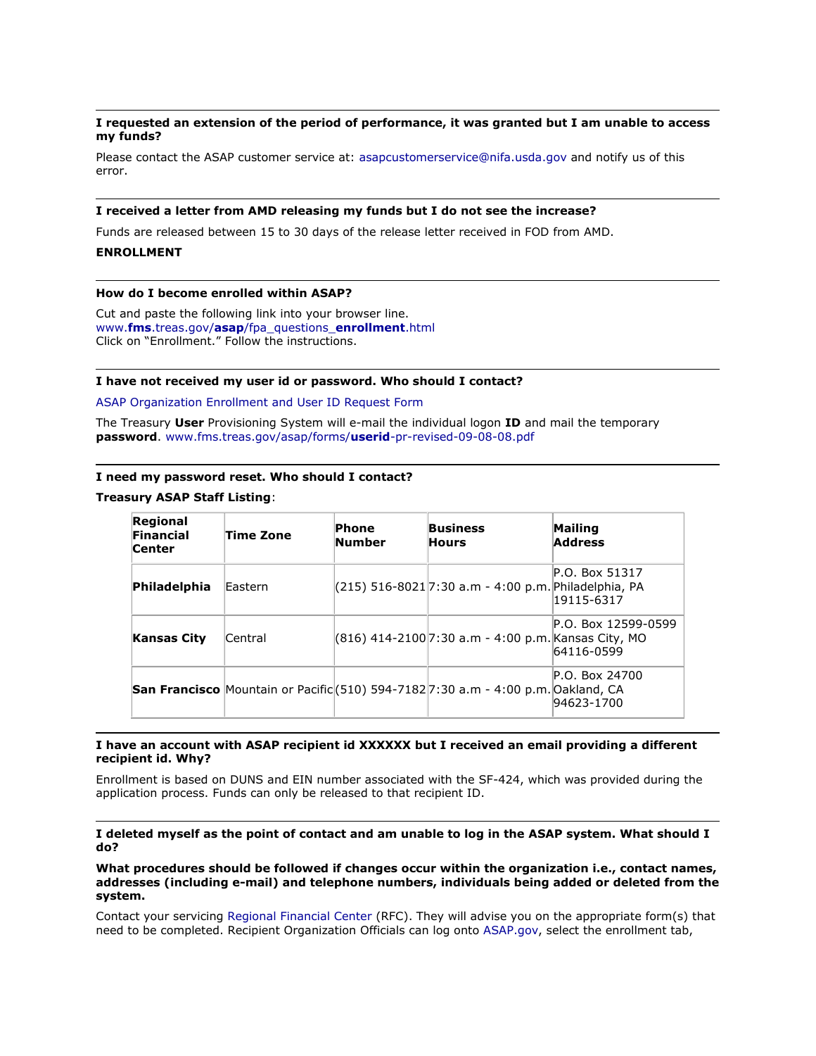---

**I requested an extension of the period of performance, it was granted but I am unable to access my funds?**

Please contact the ASAP customer service at: asapcustomerservice@nifa.usda.gov and notify us of this error.

---

**I received a letter from AMD releasing my funds but I do not see the increase?**

Funds are released between 15 to 30 days of the release letter received in FOD from AMD.

**ENROLLMENT**

---

**How do I become enrolled within ASAP?**

Cut and paste the following link into your browser line.
www.**fms**.treas.gov/**asap**/fpa_questions_**enrollment**.html
Click on "Enrollment." Follow the instructions.

---

**I have not received my user id or password. Who should I contact?**

ASAP Organization Enrollment and User ID Request Form

The Treasury **User** Provisioning System will e-mail the individual logon **ID** and mail the temporary **password**. www.fms.treas.gov/asap/forms/**userid**-pr-revised-09-08-08.pdf

---

**I need my password reset. Who should I contact?**

**Treasury ASAP Staff Listing**:

| Regional Financial Center | Time Zone | Phone Number | Business Hours | Mailing Address |
|---|---|---|---|---|
| **Philadelphia** | Eastern | (215) 516-8021 | 7:30 a.m - 4:00 p.m. | P.O. Box 51317 Philadelphia, PA 19115-6317 |
| **Kansas City** | Central | (816) 414-2100 | 7:30 a.m - 4:00 p.m. | P.O. Box 12599-0599 Kansas City, MO 64116-0599 |
| **San Francisco** | Mountain or Pacific | (510) 594-7182 | 7:30 a.m - 4:00 p.m. | P.O. Box 24700 Oakland, CA 94623-1700 |

---

**I have an account with ASAP recipient id XXXXXX but I received an email providing a different recipient id. Why?**

Enrollment is based on DUNS and EIN number associated with the SF-424, which was provided during the application process. Funds can only be released to that recipient ID.

---

**I deleted myself as the point of contact and am unable to log in the ASAP system. What should I do?**

**What procedures should be followed if changes occur within the organization i.e., contact names, addresses (including e-mail) and telephone numbers, individuals being added or deleted from the system.**

Contact your servicing Regional Financial Center (RFC). They will advise you on the appropriate form(s) that need to be completed. Recipient Organization Officials can log onto ASAP.gov, select the enrollment tab,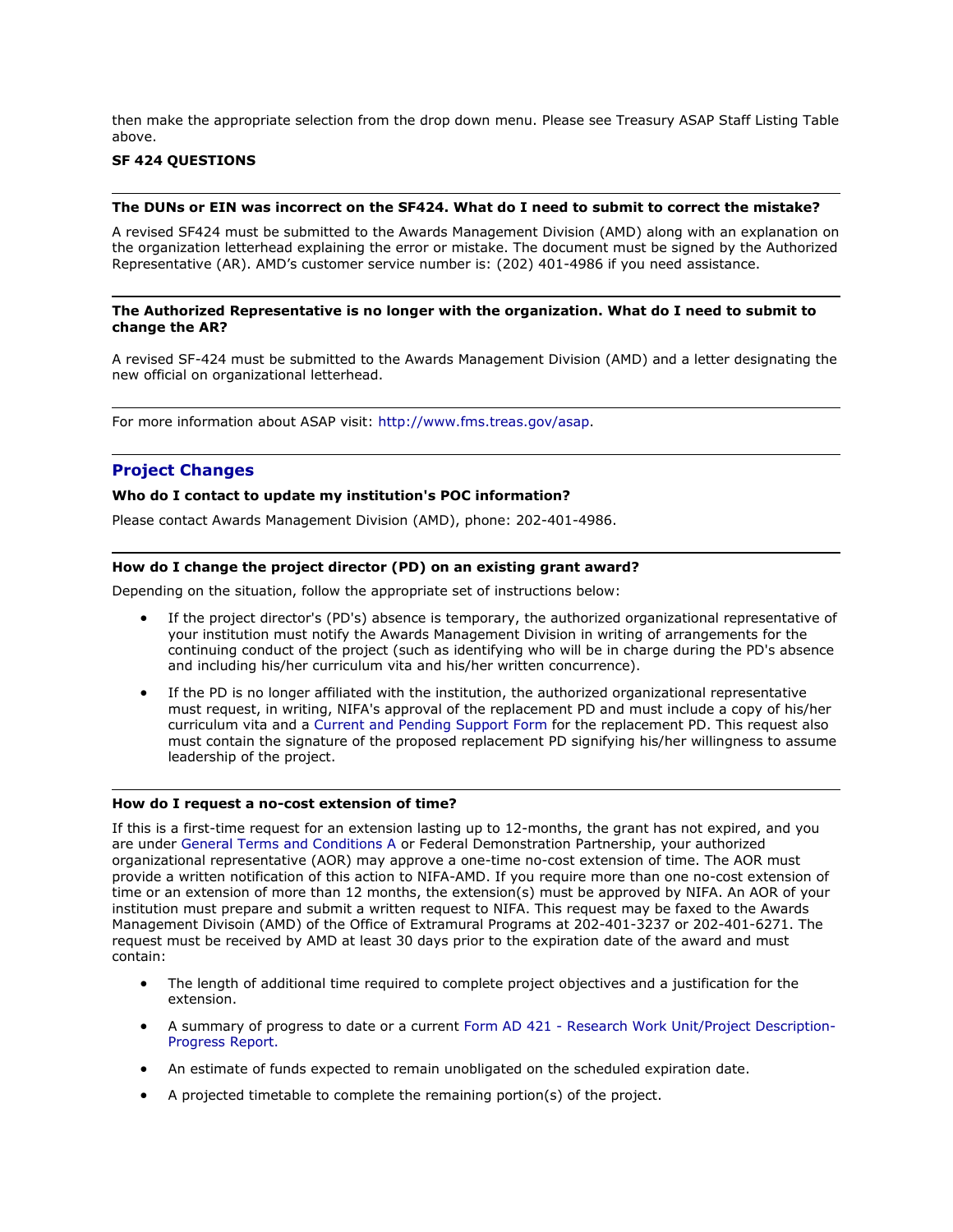then make the appropriate selection from the drop down menu. Please see Treasury ASAP Staff Listing Table above.

**SF 424 QUESTIONS**

---

**The DUNs or EIN was incorrect on the SF424. What do I need to submit to correct the mistake?**

A revised SF424 must be submitted to the Awards Management Division (AMD) along with an explanation on the organization letterhead explaining the error or mistake. The document must be signed by the Authorized Representative (AR). AMD's customer service number is: (202) 401-4986 if you need assistance.

---

**The Authorized Representative is no longer with the organization. What do I need to submit to change the AR?**

A revised SF-424 must be submitted to the Awards Management Division (AMD) and a letter designating the new official on organizational letterhead.

---

For more information about ASAP visit: [http://www.fms.treas.gov/asap](http://www.fms.treas.gov/asap).

---

## Project Changes

**Who do I contact to update my institution's POC information?**

Please contact Awards Management Division (AMD), phone: 202-401-4986.

---

**How do I change the project director (PD) on an existing grant award?**

Depending on the situation, follow the appropriate set of instructions below:

- If the project director's (PD's) absence is temporary, the authorized organizational representative of your institution must notify the Awards Management Division in writing of arrangements for the continuing conduct of the project (such as identifying who will be in charge during the PD's absence and including his/her curriculum vita and his/her written concurrence).
- If the PD is no longer affiliated with the institution, the authorized organizational representative must request, in writing, NIFA's approval of the replacement PD and must include a copy of his/her curriculum vita and a Current and Pending Support Form for the replacement PD. This request also must contain the signature of the proposed replacement PD signifying his/her willingness to assume leadership of the project.

---

**How do I request a no-cost extension of time?**

If this is a first-time request for an extension lasting up to 12-months, the grant has not expired, and you are under General Terms and Conditions A or Federal Demonstration Partnership, your authorized organizational representative (AOR) may approve a one-time no-cost extension of time. The AOR must provide a written notification of this action to NIFA-AMD. If you require more than one no-cost extension of time or an extension of more than 12 months, the extension(s) must be approved by NIFA. An AOR of your institution must prepare and submit a written request to NIFA. This request may be faxed to the Awards Management Divisoin (AMD) of the Office of Extramural Programs at 202-401-3237 or 202-401-6271. The request must be received by AMD at least 30 days prior to the expiration date of the award and must contain:

- The length of additional time required to complete project objectives and a justification for the extension.
- A summary of progress to date or a current Form AD 421 - Research Work Unit/Project Description-Progress Report.
- An estimate of funds expected to remain unobligated on the scheduled expiration date.
- A projected timetable to complete the remaining portion(s) of the project.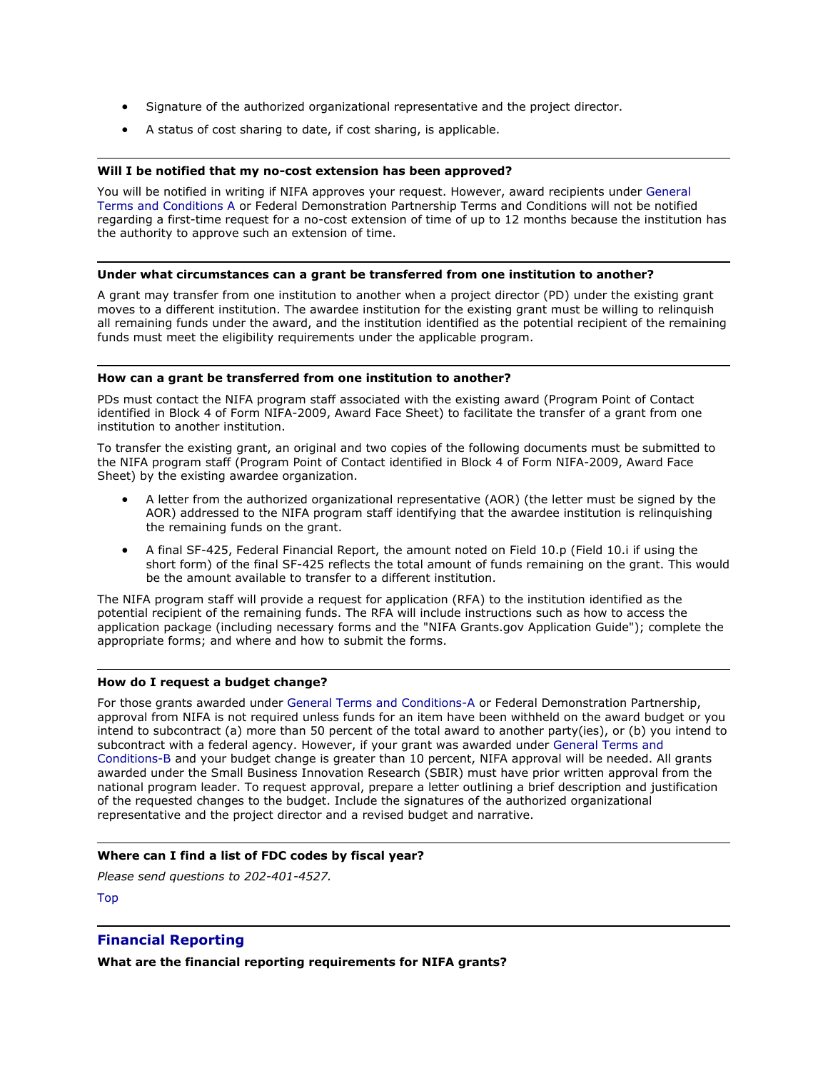- Signature of the authorized organizational representative and the project director.
- A status of cost sharing to date, if cost sharing, is applicable.

---

**Will I be notified that my no-cost extension has been approved?**

You will be notified in writing if NIFA approves your request. However, award recipients under General Terms and Conditions A or Federal Demonstration Partnership Terms and Conditions will not be notified regarding a first-time request for a no-cost extension of time of up to 12 months because the institution has the authority to approve such an extension of time.

---

**Under what circumstances can a grant be transferred from one institution to another?**

A grant may transfer from one institution to another when a project director (PD) under the existing grant moves to a different institution. The awardee institution for the existing grant must be willing to relinquish all remaining funds under the award, and the institution identified as the potential recipient of the remaining funds must meet the eligibility requirements under the applicable program.

---

**How can a grant be transferred from one institution to another?**

PDs must contact the NIFA program staff associated with the existing award (Program Point of Contact identified in Block 4 of Form NIFA-2009, Award Face Sheet) to facilitate the transfer of a grant from one institution to another institution.

To transfer the existing grant, an original and two copies of the following documents must be submitted to the NIFA program staff (Program Point of Contact identified in Block 4 of Form NIFA-2009, Award Face Sheet) by the existing awardee organization.

- A letter from the authorized organizational representative (AOR) (the letter must be signed by the AOR) addressed to the NIFA program staff identifying that the awardee institution is relinquishing the remaining funds on the grant.
- A final SF-425, Federal Financial Report, the amount noted on Field 10.p (Field 10.i if using the short form) of the final SF-425 reflects the total amount of funds remaining on the grant. This would be the amount available to transfer to a different institution.

The NIFA program staff will provide a request for application (RFA) to the institution identified as the potential recipient of the remaining funds. The RFA will include instructions such as how to access the application package (including necessary forms and the "NIFA Grants.gov Application Guide"); complete the appropriate forms; and where and how to submit the forms.

---

**How do I request a budget change?**

For those grants awarded under General Terms and Conditions-A or Federal Demonstration Partnership, approval from NIFA is not required unless funds for an item have been withheld on the award budget or you intend to subcontract (a) more than 50 percent of the total award to another party(ies), or (b) you intend to subcontract with a federal agency. However, if your grant was awarded under General Terms and Conditions-B and your budget change is greater than 10 percent, NIFA approval will be needed. All grants awarded under the Small Business Innovation Research (SBIR) must have prior written approval from the national program leader. To request approval, prepare a letter outlining a brief description and justification of the requested changes to the budget. Include the signatures of the authorized organizational representative and the project director and a revised budget and narrative.

---

**Where can I find a list of FDC codes by fiscal year?**

*Please send questions to 202-401-4527.*

Top

---

## Financial Reporting

**What are the financial reporting requirements for NIFA grants?**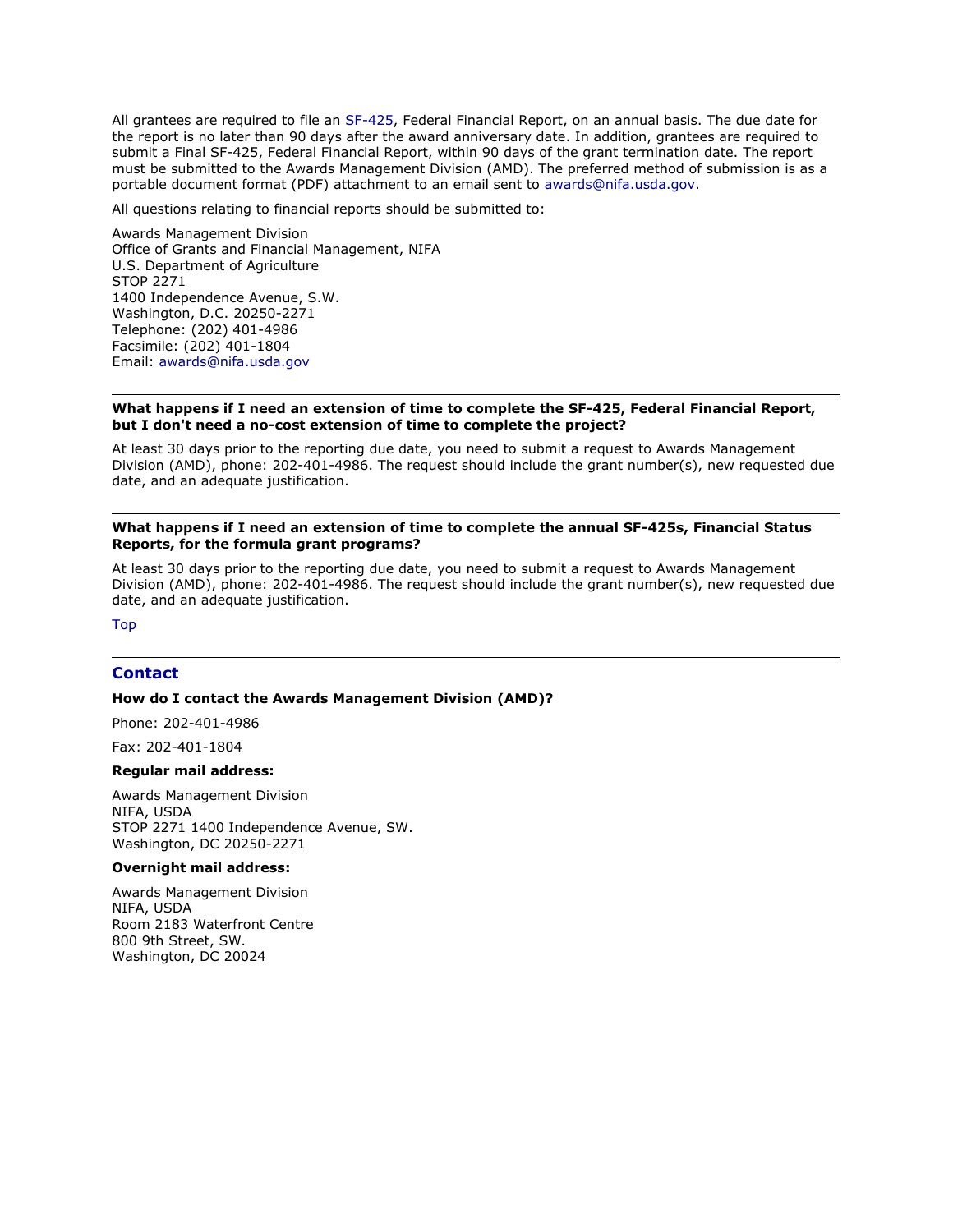All grantees are required to file an SF-425, Federal Financial Report, on an annual basis. The due date for the report is no later than 90 days after the award anniversary date. In addition, grantees are required to submit a Final SF-425, Federal Financial Report, within 90 days of the grant termination date. The report must be submitted to the Awards Management Division (AMD). The preferred method of submission is as a portable document format (PDF) attachment to an email sent to awards@nifa.usda.gov.

All questions relating to financial reports should be submitted to:

Awards Management Division
Office of Grants and Financial Management, NIFA
U.S. Department of Agriculture
STOP 2271
1400 Independence Avenue, S.W.
Washington, D.C. 20250-2271
Telephone: (202) 401-4986
Facsimile: (202) 401-1804
Email: awards@nifa.usda.gov

---

**What happens if I need an extension of time to complete the SF-425, Federal Financial Report, but I don't need a no-cost extension of time to complete the project?**

At least 30 days prior to the reporting due date, you need to submit a request to Awards Management Division (AMD), phone: 202-401-4986. The request should include the grant number(s), new requested due date, and an adequate justification.

---

**What happens if I need an extension of time to complete the annual SF-425s, Financial Status Reports, for the formula grant programs?**

At least 30 days prior to the reporting due date, you need to submit a request to Awards Management Division (AMD), phone: 202-401-4986. The request should include the grant number(s), new requested due date, and an adequate justification.

Top

---

## Contact

**How do I contact the Awards Management Division (AMD)?**

Phone: 202-401-4986

Fax: 202-401-1804

**Regular mail address:**

Awards Management Division
NIFA, USDA
STOP 2271 1400 Independence Avenue, SW.
Washington, DC 20250-2271

**Overnight mail address:**

Awards Management Division
NIFA, USDA
Room 2183 Waterfront Centre
800 9th Street, SW.
Washington, DC 20024